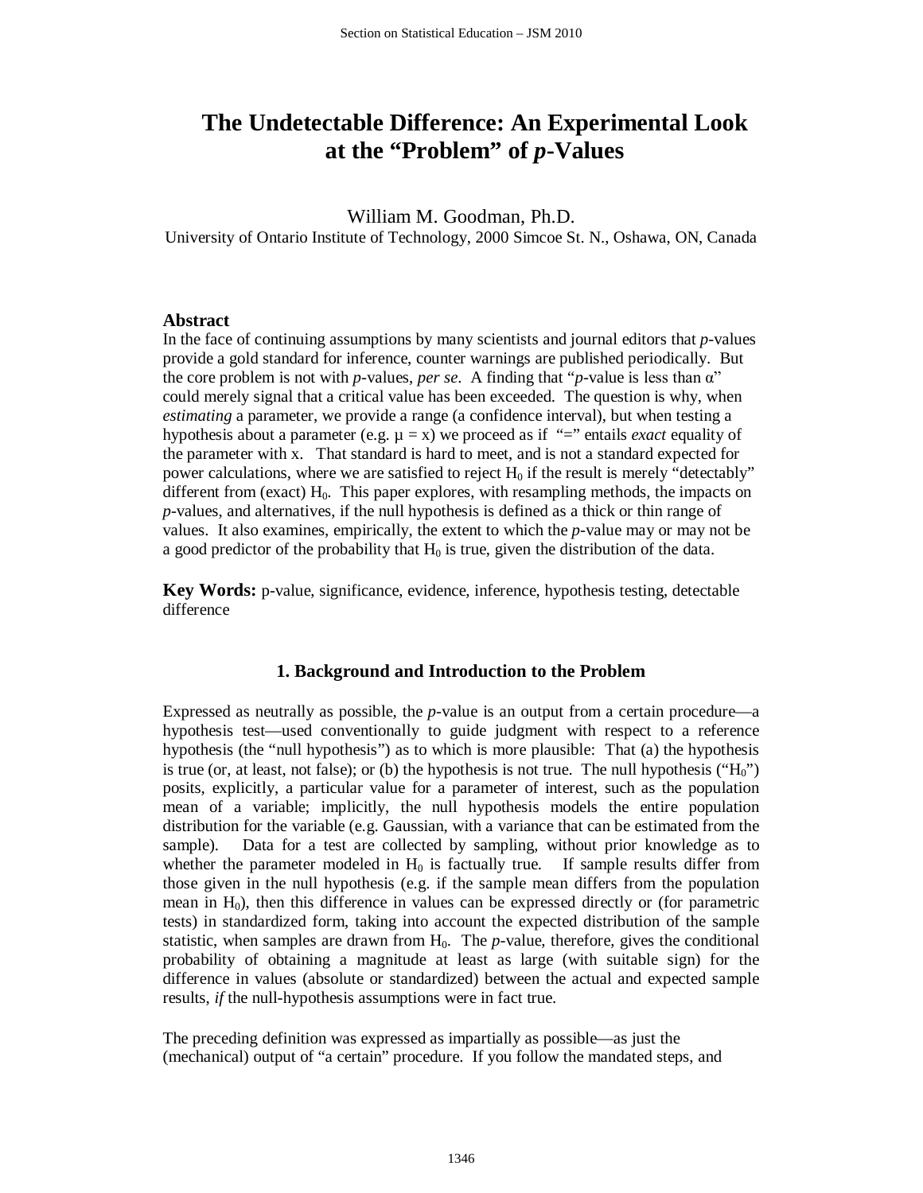# The Undetectable Difference: An Experimental Look at the "Problem" of *p*-Values

William M. Goodman, Ph.D.
University of Ontario Institute of Technology, 2000 Simcoe St. N., Oshawa, ON, Canada

### Abstract

In the face of continuing assumptions by many scientists and journal editors that *p*-values provide a gold standard for inference, counter warnings are published periodically. But the core problem is not with *p*-values, *per se*. A finding that "*p*-value is less than α" could merely signal that a critical value has been exceeded. The question is why, when *estimating* a parameter, we provide a range (a confidence interval), but when testing a hypothesis about a parameter (e.g. $\mu = x$) we proceed as if "=" entails *exact* equality of the parameter with x. That standard is hard to meet, and is not a standard expected for power calculations, where we are satisfied to reject $H_0$ if the result is merely "detectably" different from (exact) $H_0$. This paper explores, with resampling methods, the impacts on *p*-values, and alternatives, if the null hypothesis is defined as a thick or thin range of values. It also examines, empirically, the extent to which the *p*-value may or may not be a good predictor of the probability that $H_0$ is true, given the distribution of the data.

**Key Words:** p-value, significance, evidence, inference, hypothesis testing, detectable difference

## 1. Background and Introduction to the Problem

Expressed as neutrally as possible, the *p*-value is an output from a certain procedure—a hypothesis test—used conventionally to guide judgment with respect to a reference hypothesis (the "null hypothesis") as to which is more plausible: That (a) the hypothesis is true (or, at least, not false); or (b) the hypothesis is not true. The null hypothesis ("$H_0$") posits, explicitly, a particular value for a parameter of interest, such as the population mean of a variable; implicitly, the null hypothesis models the entire population distribution for the variable (e.g. Gaussian, with a variance that can be estimated from the sample). Data for a test are collected by sampling, without prior knowledge as to whether the parameter modeled in $H_0$ is factually true. If sample results differ from those given in the null hypothesis (e.g. if the sample mean differs from the population mean in $H_0$), then this difference in values can be expressed directly or (for parametric tests) in standardized form, taking into account the expected distribution of the sample statistic, when samples are drawn from $H_0$. The *p*-value, therefore, gives the conditional probability of obtaining a magnitude at least as large (with suitable sign) for the difference in values (absolute or standardized) between the actual and expected sample results, *if* the null-hypothesis assumptions were in fact true.

The preceding definition was expressed as impartially as possible—as just the (mechanical) output of "a certain" procedure. If you follow the mandated steps, and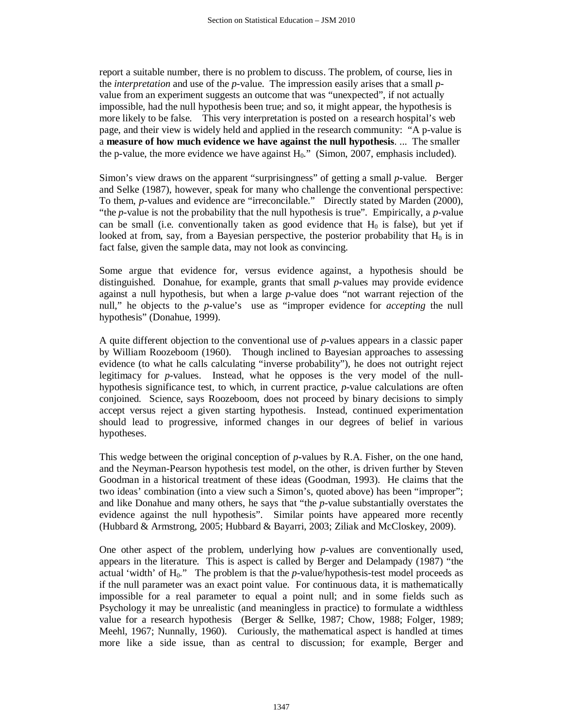report a suitable number, there is no problem to discuss. The problem, of course, lies in the *interpretation* and use of the *p*-value. The impression easily arises that a small *p*-value from an experiment suggests an outcome that was "unexpected", if not actually impossible, had the null hypothesis been true; and so, it might appear, the hypothesis is more likely to be false. This very interpretation is posted on a research hospital's web page, and their view is widely held and applied in the research community: "A p-value is a **measure of how much evidence we have against the null hypothesis**. ... The smaller the p-value, the more evidence we have against $H_0$." (Simon, 2007, emphasis included).

Simon's view draws on the apparent "surprisingness" of getting a small *p*-value. Berger and Selke (1987), however, speak for many who challenge the conventional perspective: To them, *p*-values and evidence are "irreconcilable." Directly stated by Marden (2000), "the *p*-value is not the probability that the null hypothesis is true". Empirically, a *p*-value can be small (i.e. conventionally taken as good evidence that $H_0$ is false), but yet if looked at from, say, from a Bayesian perspective, the posterior probability that $H_0$ is in fact false, given the sample data, may not look as convincing.

Some argue that evidence for, versus evidence against, a hypothesis should be distinguished. Donahue, for example, grants that small *p*-values may provide evidence against a null hypothesis, but when a large *p*-value does "not warrant rejection of the null," he objects to the *p*-value's use as "improper evidence for *accepting* the null hypothesis" (Donahue, 1999).

A quite different objection to the conventional use of *p*-values appears in a classic paper by William Roozeboom (1960). Though inclined to Bayesian approaches to assessing evidence (to what he calls calculating "inverse probability"), he does not outright reject legitimacy for *p*-values. Instead, what he opposes is the very model of the null-hypothesis significance test, to which, in current practice, *p*-value calculations are often conjoined. Science, says Roozeboom, does not proceed by binary decisions to simply accept versus reject a given starting hypothesis. Instead, continued experimentation should lead to progressive, informed changes in our degrees of belief in various hypotheses.

This wedge between the original conception of *p*-values by R.A. Fisher, on the one hand, and the Neyman-Pearson hypothesis test model, on the other, is driven further by Steven Goodman in a historical treatment of these ideas (Goodman, 1993). He claims that the two ideas' combination (into a view such a Simon's, quoted above) has been "improper"; and like Donahue and many others, he says that "the *p*-value substantially overstates the evidence against the null hypothesis". Similar points have appeared more recently (Hubbard & Armstrong, 2005; Hubbard & Bayarri, 2003; Ziliak and McCloskey, 2009).

One other aspect of the problem, underlying how *p*-values are conventionally used, appears in the literature. This is aspect is called by Berger and Delampady (1987) "the actual 'width' of $H_0$." The problem is that the *p*-value/hypothesis-test model proceeds as if the null parameter was an exact point value. For continuous data, it is mathematically impossible for a real parameter to equal a point null; and in some fields such as Psychology it may be unrealistic (and meaningless in practice) to formulate a widthless value for a research hypothesis (Berger & Sellke, 1987; Chow, 1988; Folger, 1989; Meehl, 1967; Nunnally, 1960). Curiously, the mathematical aspect is handled at times more like a side issue, than as central to discussion; for example, Berger and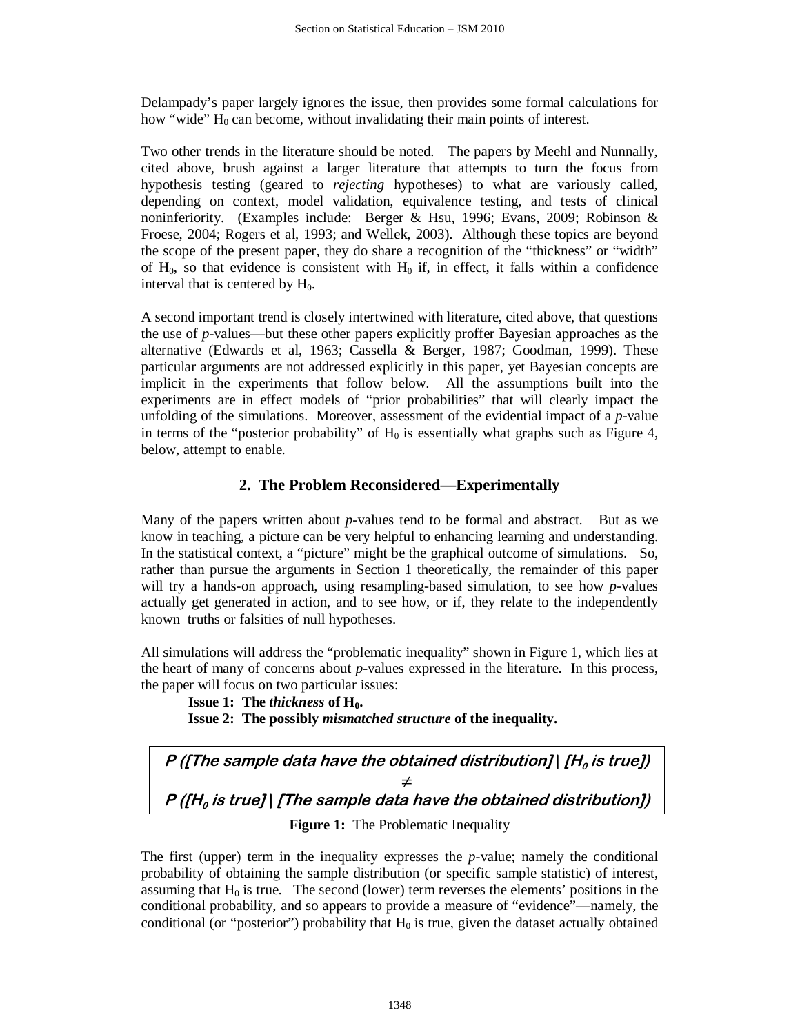Delampady's paper largely ignores the issue, then provides some formal calculations for how "wide" $H_0$ can become, without invalidating their main points of interest.

Two other trends in the literature should be noted. The papers by Meehl and Nunnally, cited above, brush against a larger literature that attempts to turn the focus from hypothesis testing (geared to *rejecting* hypotheses) to what are variously called, depending on context, model validation, equivalence testing, and tests of clinical noninferiority. (Examples include: Berger & Hsu, 1996; Evans, 2009; Robinson & Froese, 2004; Rogers et al, 1993; and Wellek, 2003). Although these topics are beyond the scope of the present paper, they do share a recognition of the "thickness" or "width" of $H_0$, so that evidence is consistent with $H_0$ if, in effect, it falls within a confidence interval that is centered by $H_0$.

A second important trend is closely intertwined with literature, cited above, that questions the use of *p*-values—but these other papers explicitly proffer Bayesian approaches as the alternative (Edwards et al, 1963; Cassella & Berger, 1987; Goodman, 1999). These particular arguments are not addressed explicitly in this paper, yet Bayesian concepts are implicit in the experiments that follow below. All the assumptions built into the experiments are in effect models of "prior probabilities" that will clearly impact the unfolding of the simulations. Moreover, assessment of the evidential impact of a *p*-value in terms of the "posterior probability" of $H_0$ is essentially what graphs such as Figure 4, below, attempt to enable.

## 2. The Problem Reconsidered—Experimentally

Many of the papers written about *p*-values tend to be formal and abstract. But as we know in teaching, a picture can be very helpful to enhancing learning and understanding. In the statistical context, a "picture" might be the graphical outcome of simulations. So, rather than pursue the arguments in Section 1 theoretically, the remainder of this paper will try a hands-on approach, using resampling-based simulation, to see how *p*-values actually get generated in action, and to see how, or if, they relate to the independently known truths or falsities of null hypotheses.

All simulations will address the "problematic inequality" shown in Figure 1, which lies at the heart of many of concerns about *p*-values expressed in the literature. In this process, the paper will focus on two particular issues:

**Issue 1: The *thickness* of $H_0$.**
**Issue 2: The possibly *mismatched structure* of the inequality.**

***P ([The sample data have the obtained distribution] | [$H_0$ is true])***
$$\neq$$
***P ([$H_0$ is true] | [The sample data have the obtained distribution])***

**Figure 1:** The Problematic Inequality

The first (upper) term in the inequality expresses the *p*-value; namely the conditional probability of obtaining the sample distribution (or specific sample statistic) of interest, assuming that $H_0$ is true. The second (lower) term reverses the elements' positions in the conditional probability, and so appears to provide a measure of "evidence"—namely, the conditional (or "posterior") probability that $H_0$ is true, given the dataset actually obtained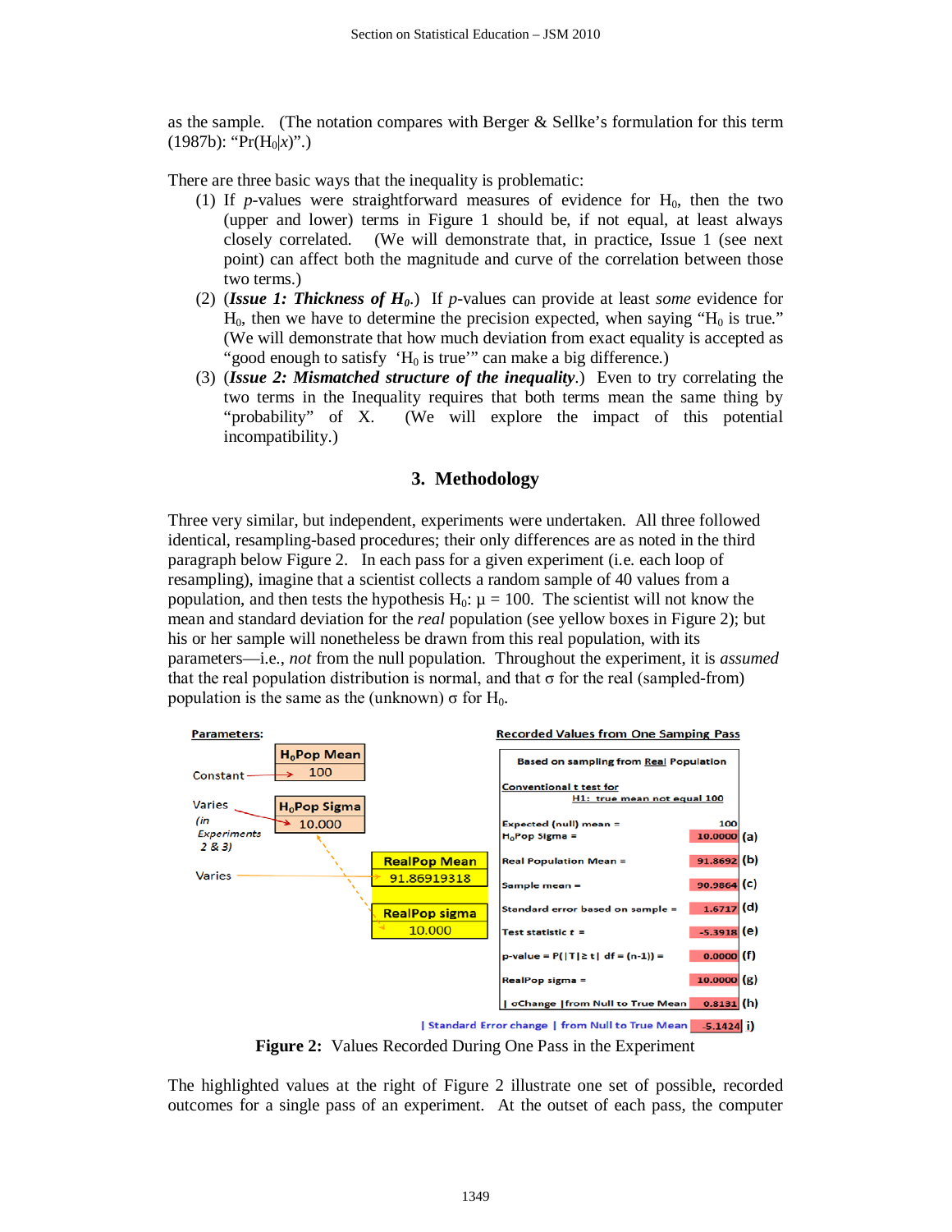as the sample. (The notation compares with Berger & Sellke's formulation for this term (1987b): "Pr($H_0|x$)".)

There are three basic ways that the inequality is problematic:

1. If *p*-values were straightforward measures of evidence for $H_0$, then the two (upper and lower) terms in Figure 1 should be, if not equal, at least always closely correlated. (We will demonstrate that, in practice, Issue 1 (see next point) can affect both the magnitude and curve of the correlation between those two terms.)
2. (***Issue 1: Thickness of $H_0$.***) If *p*-values can provide at least *some* evidence for $H_0$, then we have to determine the precision expected, when saying "$H_0$ is true." (We will demonstrate that how much deviation from exact equality is accepted as "good enough to satisfy '$H_0$ is true'" can make a big difference.)
3. (***Issue 2: Mismatched structure of the inequality.***) Even to try correlating the two terms in the Inequality requires that both terms mean the same thing by "probability" of X. (We will explore the impact of this potential incompatibility.)

## 3. Methodology

Three very similar, but independent, experiments were undertaken. All three followed identical, resampling-based procedures; their only differences are as noted in the third paragraph below Figure 2. In each pass for a given experiment (i.e. each loop of resampling), imagine that a scientist collects a random sample of 40 values from a population, and then tests the hypothesis $H_0$: $\mu = 100$. The scientist will not know the mean and standard deviation for the *real* population (see yellow boxes in Figure 2); but his or her sample will nonetheless be drawn from this real population, with its parameters—i.e., *not* from the null population. Throughout the experiment, it is *assumed* that the real population distribution is normal, and that $\sigma$ for the real (sampled-from) population is the same as the (unknown) $\sigma$ for $H_0$.

**Parameters:**

| | |
|---|---|
| Constant | $H_0$Pop Mean: 100 |
| Varies (in Experiments 2 & 3) | $H_0$Pop Sigma: 10.000 |
| Varies | RealPop Mean: 91.86919318 |
| | RealPop sigma: 10.000 |

**Recorded Values from One Samping Pass**

Based on sampling from Real Population

Conventional t test for H1: true mean not equal 100

| | | |
|---|---|---|
| Expected (null) mean = | 100 | |
| $H_0$Pop Sigma = | 10.0000 | (a) |
| Real Population Mean = | 91.8692 | (b) |
| Sample mean = | 90.9864 | (c) |
| Standard error based on sample = | 1.6717 | (d) |
| Test statistic *t* = | -5.3918 | (e) |
| p-value = P(\|T\| ≥ t\| df = (n-1)) = | 0.0000 | (f) |
| RealPop sigma = | 10.0000 | (g) |
| \| σChange \|from Null to True Mean | 0.8131 | (h) |
| \| Standard Error change \| from Null to True Mean | -5.1424 | i) |

**Figure 2:** Values Recorded During One Pass in the Experiment

The highlighted values at the right of Figure 2 illustrate one set of possible, recorded outcomes for a single pass of an experiment. At the outset of each pass, the computer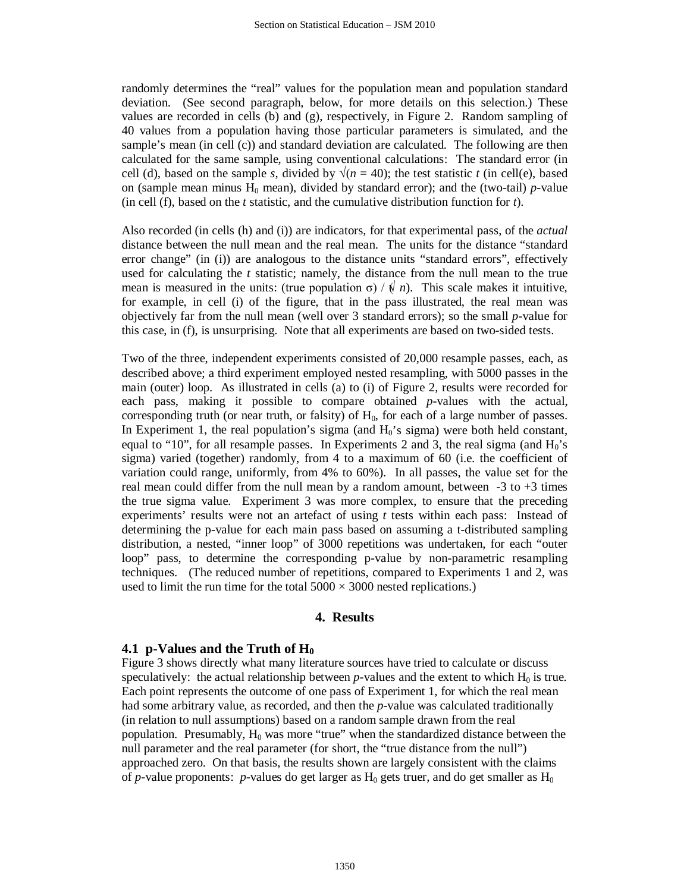randomly determines the "real" values for the population mean and population standard deviation. (See second paragraph, below, for more details on this selection.) These values are recorded in cells (b) and (g), respectively, in Figure 2. Random sampling of 40 values from a population having those particular parameters is simulated, and the sample's mean (in cell (c)) and standard deviation are calculated. The following are then calculated for the same sample, using conventional calculations: The standard error (in cell (d), based on the sample *s*, divided by $\sqrt{(n = 40)}$; the test statistic *t* (in cell(e), based on (sample mean minus $H_0$ mean), divided by standard error); and the (two-tail) *p*-value (in cell (f), based on the *t* statistic, and the cumulative distribution function for *t*).

Also recorded (in cells (h) and (i)) are indicators, for that experimental pass, of the *actual* distance between the null mean and the real mean. The units for the distance "standard error change" (in (i)) are analogous to the distance units "standard errors", effectively used for calculating the *t* statistic; namely, the distance from the null mean to the true mean is measured in the units: (true population $\sigma$) / ($\sqrt{n}$). This scale makes it intuitive, for example, in cell (i) of the figure, that in the pass illustrated, the real mean was objectively far from the null mean (well over 3 standard errors); so the small *p*-value for this case, in (f), is unsurprising. Note that all experiments are based on two-sided tests.

Two of the three, independent experiments consisted of 20,000 resample passes, each, as described above; a third experiment employed nested resampling, with 5000 passes in the main (outer) loop. As illustrated in cells (a) to (i) of Figure 2, results were recorded for each pass, making it possible to compare obtained *p*-values with the actual, corresponding truth (or near truth, or falsity) of $H_0$, for each of a large number of passes. In Experiment 1, the real population's sigma (and $H_0$'s sigma) were both held constant, equal to "10", for all resample passes. In Experiments 2 and 3, the real sigma (and $H_0$'s sigma) varied (together) randomly, from 4 to a maximum of 60 (i.e. the coefficient of variation could range, uniformly, from 4% to 60%). In all passes, the value set for the real mean could differ from the null mean by a random amount, between -3 to +3 times the true sigma value. Experiment 3 was more complex, to ensure that the preceding experiments' results were not an artefact of using *t* tests within each pass: Instead of determining the p-value for each main pass based on assuming a t-distributed sampling distribution, a nested, "inner loop" of 3000 repetitions was undertaken, for each "outer loop" pass, to determine the corresponding p-value by non-parametric resampling techniques. (The reduced number of repetitions, compared to Experiments 1 and 2, was used to limit the run time for the total 5000 × 3000 nested replications.)

## 4. Results

### 4.1 p-Values and the Truth of $H_0$

Figure 3 shows directly what many literature sources have tried to calculate or discuss speculatively: the actual relationship between *p*-values and the extent to which $H_0$ is true. Each point represents the outcome of one pass of Experiment 1, for which the real mean had some arbitrary value, as recorded, and then the *p*-value was calculated traditionally (in relation to null assumptions) based on a random sample drawn from the real population. Presumably, $H_0$ was more "true" when the standardized distance between the null parameter and the real parameter (for short, the "true distance from the null") approached zero. On that basis, the results shown are largely consistent with the claims of *p*-value proponents: *p*-values do get larger as $H_0$ gets truer, and do get smaller as $H_0$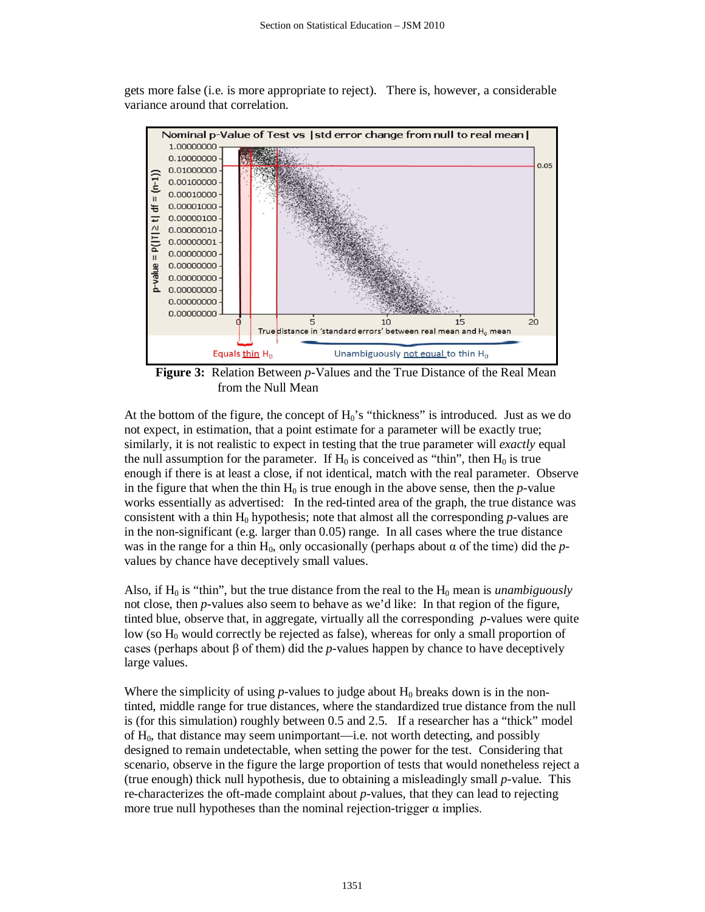gets more false (i.e. is more appropriate to reject). There is, however, a considerable variance around that correlation.

**Figure 3:** Relation Between *p*-Values and the True Distance of the Real Mean from the Null Mean

At the bottom of the figure, the concept of $H_0$'s "thickness" is introduced. Just as we do not expect, in estimation, that a point estimate for a parameter will be exactly true; similarly, it is not realistic to expect in testing that the true parameter will *exactly* equal the null assumption for the parameter. If $H_0$ is conceived as "thin", then $H_0$ is true enough if there is at least a close, if not identical, match with the real parameter. Observe in the figure that when the thin $H_0$ is true enough in the above sense, then the *p*-value works essentially as advertised: In the red-tinted area of the graph, the true distance was consistent with a thin $H_0$ hypothesis; note that almost all the corresponding *p*-values are in the non-significant (e.g. larger than 0.05) range. In all cases where the true distance was in the range for a thin $H_0$, only occasionally (perhaps about $\alpha$ of the time) did the *p*-values by chance have deceptively small values.

Also, if $H_0$ is "thin", but the true distance from the real to the $H_0$ mean is *unambiguously* not close, then *p*-values also seem to behave as we'd like: In that region of the figure, tinted blue, observe that, in aggregate, virtually all the corresponding *p*-values were quite low (so $H_0$ would correctly be rejected as false), whereas for only a small proportion of cases (perhaps about $\beta$ of them) did the *p*-values happen by chance to have deceptively large values.

Where the simplicity of using *p*-values to judge about $H_0$ breaks down is in the non-tinted, middle range for true distances, where the standardized true distance from the null is (for this simulation) roughly between 0.5 and 2.5. If a researcher has a "thick" model of $H_0$, that distance may seem unimportant—i.e. not worth detecting, and possibly designed to remain undetectable, when setting the power for the test. Considering that scenario, observe in the figure the large proportion of tests that would nonetheless reject a (true enough) thick null hypothesis, due to obtaining a misleadingly small *p*-value. This re-characterizes the oft-made complaint about *p*-values, that they can lead to rejecting more true null hypotheses than the nominal rejection-trigger $\alpha$ implies.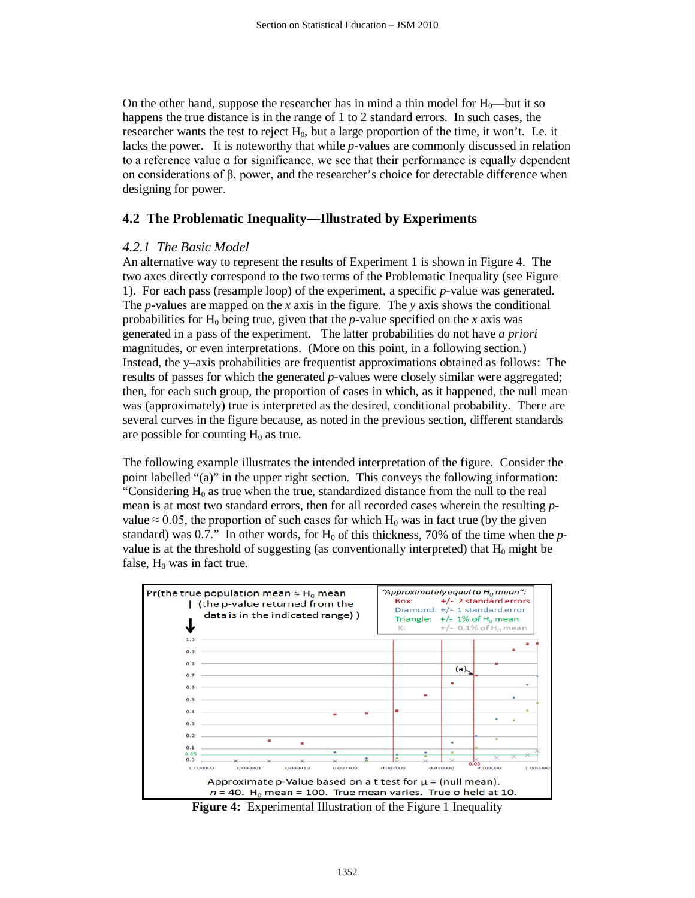On the other hand, suppose the researcher has in mind a thin model for $H_0$—but it so happens the true distance is in the range of 1 to 2 standard errors. In such cases, the researcher wants the test to reject $H_0$, but a large proportion of the time, it won't. I.e. it lacks the power. It is noteworthy that while *p*-values are commonly discussed in relation to a reference value α for significance, we see that their performance is equally dependent on considerations of β, power, and the researcher's choice for detectable difference when designing for power.

## 4.2 The Problematic Inequality—Illustrated by Experiments

### *4.2.1 The Basic Model*

An alternative way to represent the results of Experiment 1 is shown in Figure 4. The two axes directly correspond to the two terms of the Problematic Inequality (see Figure 1). For each pass (resample loop) of the experiment, a specific *p*-value was generated. The *p*-values are mapped on the *x* axis in the figure. The *y* axis shows the conditional probabilities for $H_0$ being true, given that the *p*-value specified on the *x* axis was generated in a pass of the experiment. The latter probabilities do not have *a priori* magnitudes, or even interpretations. (More on this point, in a following section.) Instead, the y–axis probabilities are frequentist approximations obtained as follows: The results of passes for which the generated *p*-values were closely similar were aggregated; then, for each such group, the proportion of cases in which, as it happened, the null mean was (approximately) true is interpreted as the desired, conditional probability. There are several curves in the figure because, as noted in the previous section, different standards are possible for counting $H_0$ as true.

The following example illustrates the intended interpretation of the figure. Consider the point labelled "(a)" in the upper right section. This conveys the following information: "Considering $H_0$ as true when the true, standardized distance from the null to the real mean is at most two standard errors, then for all recorded cases wherein the resulting *p*-value ≈ 0.05, the proportion of such cases for which $H_0$ was in fact true (by the given standard) was 0.7." In other words, for $H_0$ of this thickness, 70% of the time when the *p*-value is at the threshold of suggesting (as conventionally interpreted) that $H_0$ might be false, $H_0$ was in fact true.

**Figure 4:** Experimental Illustration of the Figure 1 Inequality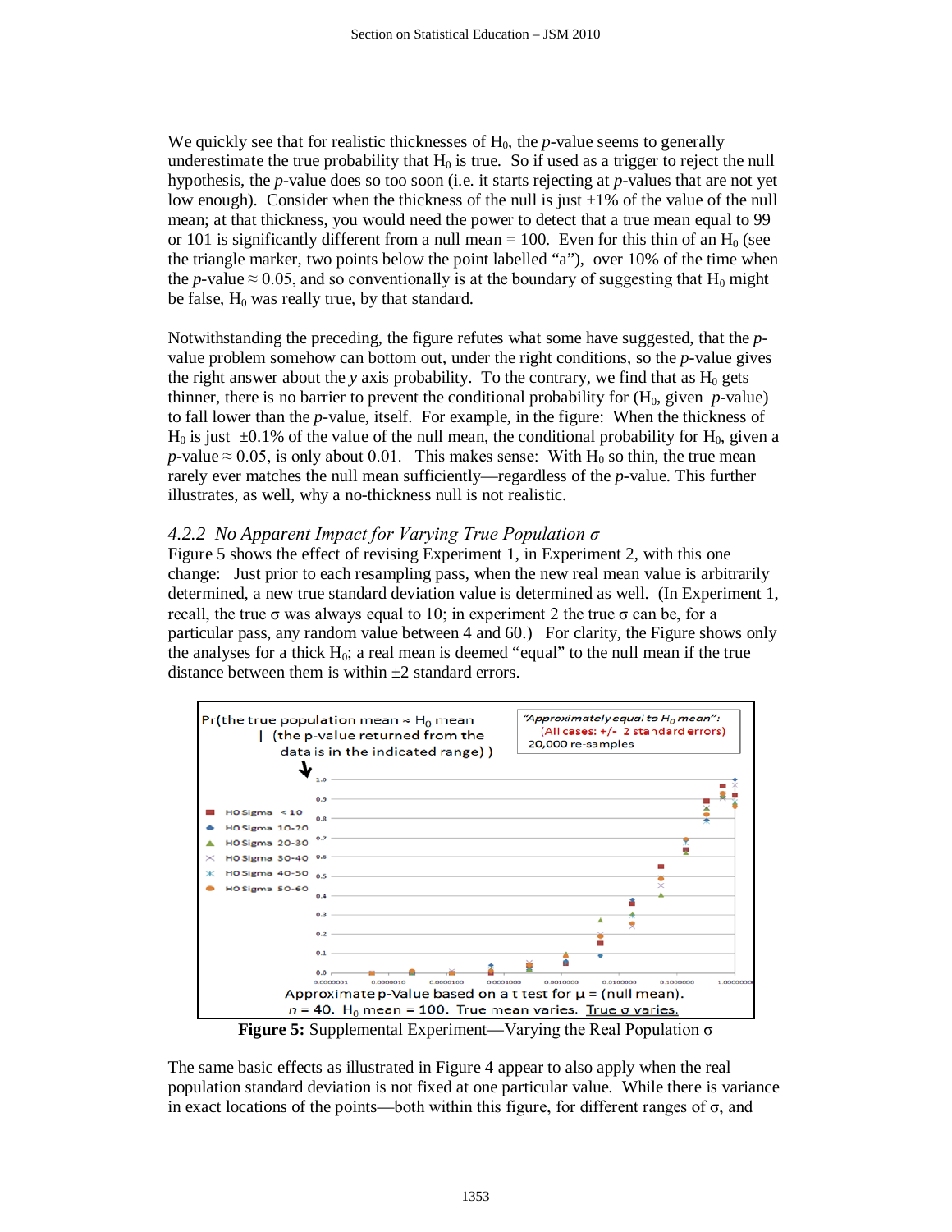We quickly see that for realistic thicknesses of $H_0$, the *p*-value seems to generally underestimate the true probability that $H_0$ is true. So if used as a trigger to reject the null hypothesis, the *p*-value does so too soon (i.e. it starts rejecting at *p*-values that are not yet low enough). Consider when the thickness of the null is just ±1% of the value of the null mean; at that thickness, you would need the power to detect that a true mean equal to 99 or 101 is significantly different from a null mean = 100. Even for this thin of an $H_0$ (see the triangle marker, two points below the point labelled "a"), over 10% of the time when the *p*-value ≈ 0.05, and so conventionally is at the boundary of suggesting that $H_0$ might be false, $H_0$ was really true, by that standard.

Notwithstanding the preceding, the figure refutes what some have suggested, that the *p*-value problem somehow can bottom out, under the right conditions, so the *p*-value gives the right answer about the *y* axis probability. To the contrary, we find that as $H_0$ gets thinner, there is no barrier to prevent the conditional probability for ($H_0$, given *p*-value) to fall lower than the *p*-value, itself. For example, in the figure: When the thickness of $H_0$ is just ±0.1% of the value of the null mean, the conditional probability for $H_0$, given a *p*-value ≈ 0.05, is only about 0.01. This makes sense: With $H_0$ so thin, the true mean rarely ever matches the null mean sufficiently—regardless of the *p*-value. This further illustrates, as well, why a no-thickness null is not realistic.

### *4.2.2 No Apparent Impact for Varying True Population σ*

Figure 5 shows the effect of revising Experiment 1, in Experiment 2, with this one change: Just prior to each resampling pass, when the new real mean value is arbitrarily determined, a new true standard deviation value is determined as well. (In Experiment 1, recall, the true σ was always equal to 10; in experiment 2 the true σ can be, for a particular pass, any random value between 4 and 60.) For clarity, the Figure shows only the analyses for a thick $H_0$; a real mean is deemed "equal" to the null mean if the true distance between them is within ±2 standard errors.

**Figure 5:** Supplemental Experiment—Varying the Real Population σ

The same basic effects as illustrated in Figure 4 appear to also apply when the real population standard deviation is not fixed at one particular value. While there is variance in exact locations of the points—both within this figure, for different ranges of σ, and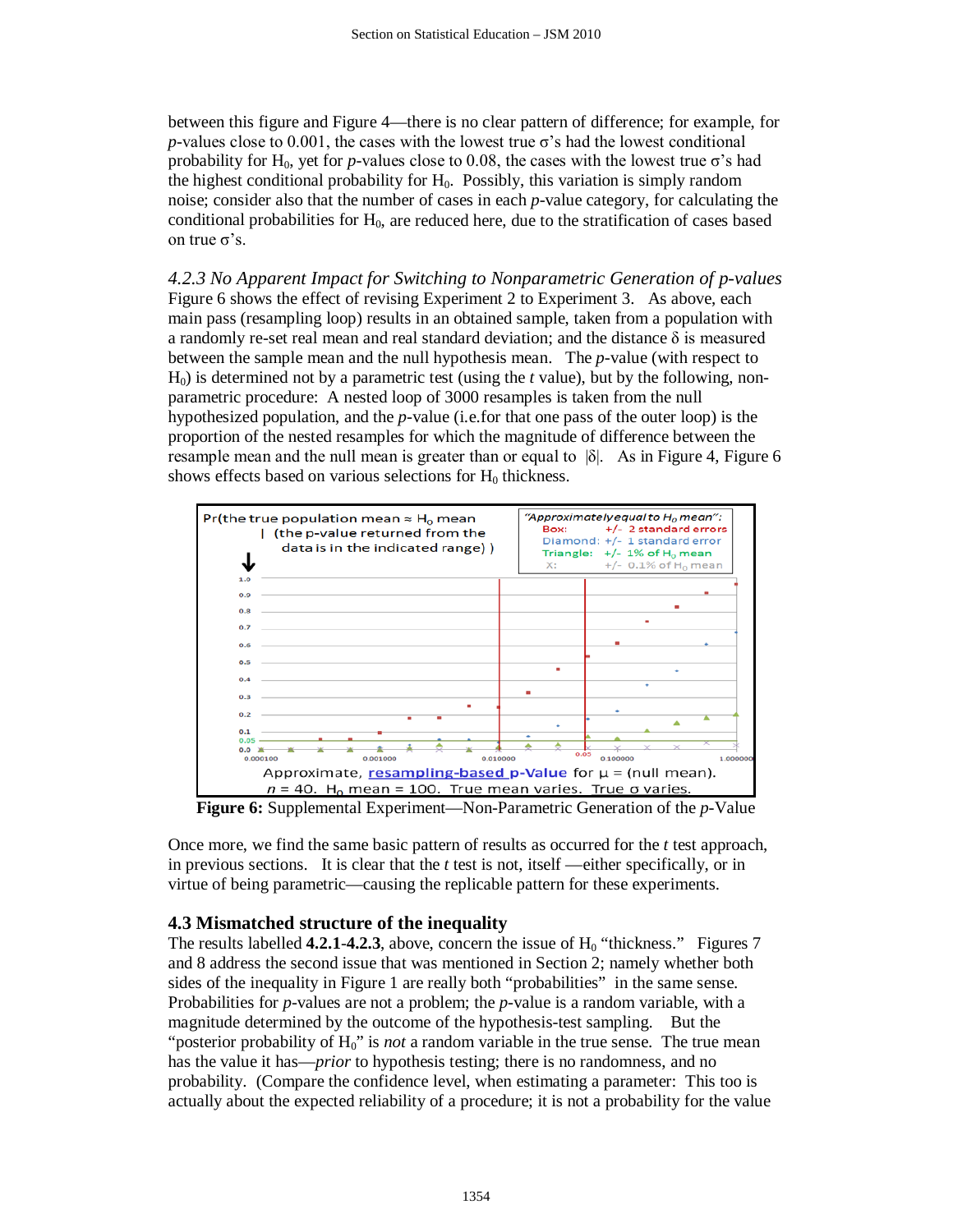between this figure and Figure 4—there is no clear pattern of difference; for example, for *p*-values close to 0.001, the cases with the lowest true σ's had the lowest conditional probability for $H_0$, yet for *p*-values close to 0.08, the cases with the lowest true σ's had the highest conditional probability for $H_0$. Possibly, this variation is simply random noise; consider also that the number of cases in each *p*-value category, for calculating the conditional probabilities for $H_0$, are reduced here, due to the stratification of cases based on true σ's.

*4.2.3 No Apparent Impact for Switching to Nonparametric Generation of p-values*

Figure 6 shows the effect of revising Experiment 2 to Experiment 3. As above, each main pass (resampling loop) results in an obtained sample, taken from a population with a randomly re-set real mean and real standard deviation; and the distance δ is measured between the sample mean and the null hypothesis mean. The *p*-value (with respect to $H_0$) is determined not by a parametric test (using the *t* value), but by the following, non-parametric procedure: A nested loop of 3000 resamples is taken from the null hypothesized population, and the *p*-value (i.e.for that one pass of the outer loop) is the proportion of the nested resamples for which the magnitude of difference between the resample mean and the null mean is greater than or equal to |δ|. As in Figure 4, Figure 6 shows effects based on various selections for $H_0$ thickness.

**Figure 6:** Supplemental Experiment—Non-Parametric Generation of the *p*-Value

Once more, we find the same basic pattern of results as occurred for the *t* test approach, in previous sections. It is clear that the *t* test is not, itself —either specifically, or in virtue of being parametric—causing the replicable pattern for these experiments.

### 4.3 Mismatched structure of the inequality

The results labelled **4.2.1-4.2.3**, above, concern the issue of $H_0$ "thickness." Figures 7 and 8 address the second issue that was mentioned in Section 2; namely whether both sides of the inequality in Figure 1 are really both "probabilities" in the same sense. Probabilities for *p*-values are not a problem; the *p*-value is a random variable, with a magnitude determined by the outcome of the hypothesis-test sampling. But the "posterior probability of $H_0$" is *not* a random variable in the true sense. The true mean has the value it has—*prior* to hypothesis testing; there is no randomness, and no probability. (Compare the confidence level, when estimating a parameter: This too is actually about the expected reliability of a procedure; it is not a probability for the value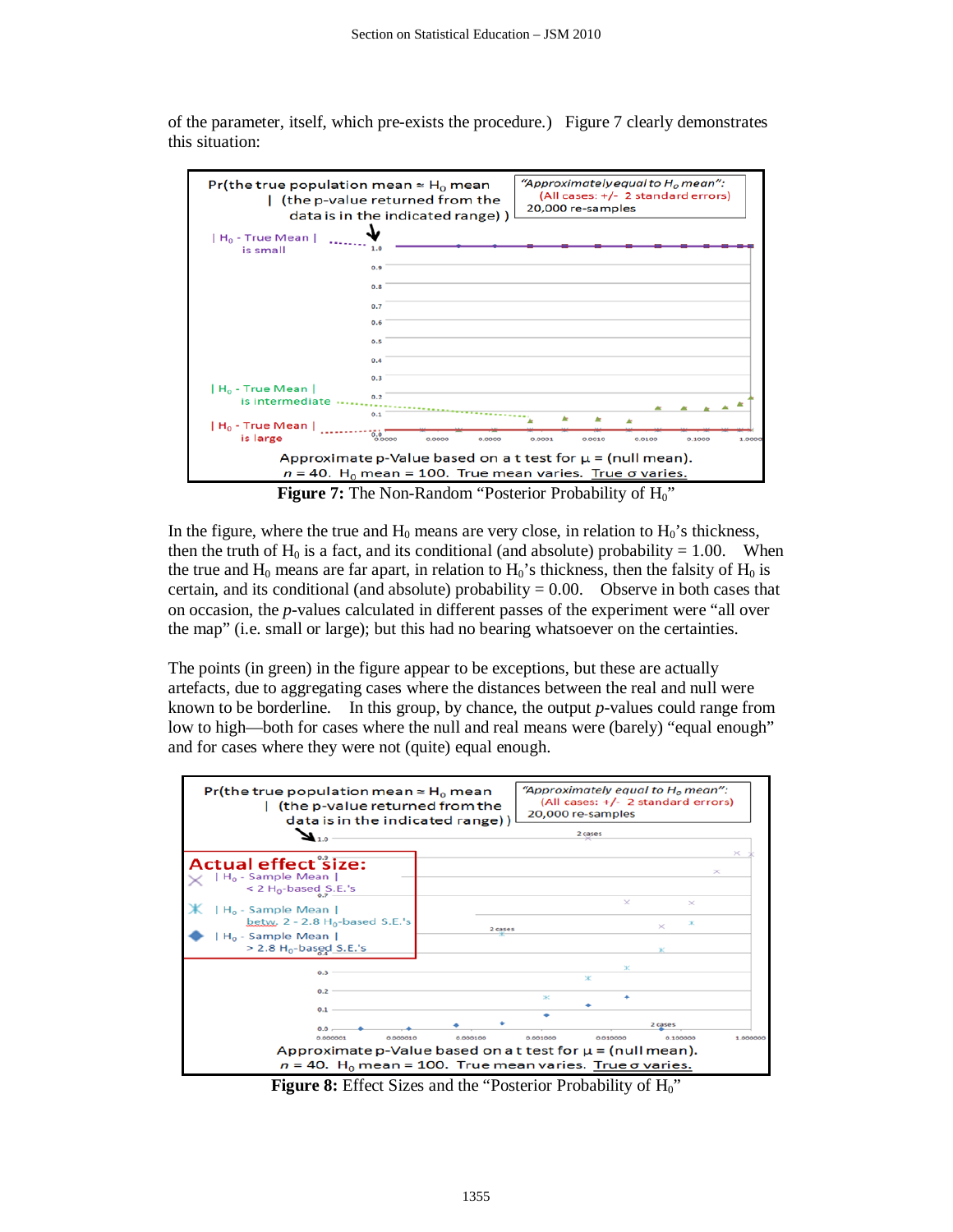of the parameter, itself, which pre-exists the procedure.) Figure 7 clearly demonstrates this situation:

**Figure 7:** The Non-Random "Posterior Probability of $H_0$"

In the figure, where the true and $H_0$ means are very close, in relation to $H_0$'s thickness, then the truth of $H_0$ is a fact, and its conditional (and absolute) probability = 1.00. When the true and $H_0$ means are far apart, in relation to $H_0$'s thickness, then the falsity of $H_0$ is certain, and its conditional (and absolute) probability = 0.00. Observe in both cases that on occasion, the *p*-values calculated in different passes of the experiment were "all over the map" (i.e. small or large); but this had no bearing whatsoever on the certainties.

The points (in green) in the figure appear to be exceptions, but these are actually artefacts, due to aggregating cases where the distances between the real and null were known to be borderline. In this group, by chance, the output *p*-values could range from low to high—both for cases where the null and real means were (barely) "equal enough" and for cases where they were not (quite) equal enough.

**Figure 8:** Effect Sizes and the "Posterior Probability of $H_0$"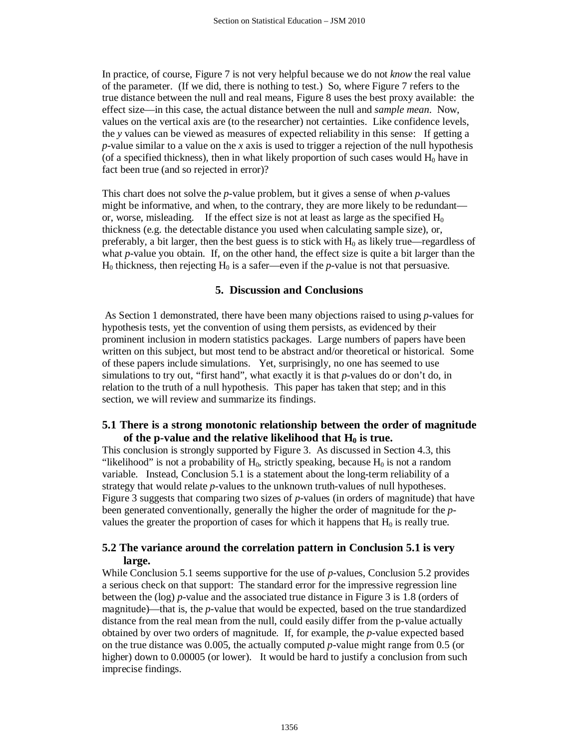In practice, of course, Figure 7 is not very helpful because we do not *know* the real value of the parameter. (If we did, there is nothing to test.) So, where Figure 7 refers to the true distance between the null and real means, Figure 8 uses the best proxy available: the effect size—in this case, the actual distance between the null and *sample mean*. Now, values on the vertical axis are (to the researcher) not certainties. Like confidence levels, the *y* values can be viewed as measures of expected reliability in this sense: If getting a *p*-value similar to a value on the *x* axis is used to trigger a rejection of the null hypothesis (of a specified thickness), then in what likely proportion of such cases would $H_0$ have in fact been true (and so rejected in error)?

This chart does not solve the *p*-value problem, but it gives a sense of when *p*-values might be informative, and when, to the contrary, they are more likely to be redundant—or, worse, misleading. If the effect size is not at least as large as the specified $H_0$ thickness (e.g. the detectable distance you used when calculating sample size), or, preferably, a bit larger, then the best guess is to stick with $H_0$ as likely true—regardless of what *p*-value you obtain. If, on the other hand, the effect size is quite a bit larger than the $H_0$ thickness, then rejecting $H_0$ is a safer—even if the *p*-value is not that persuasive.

## 5. Discussion and Conclusions

As Section 1 demonstrated, there have been many objections raised to using *p*-values for hypothesis tests, yet the convention of using them persists, as evidenced by their prominent inclusion in modern statistics packages. Large numbers of papers have been written on this subject, but most tend to be abstract and/or theoretical or historical. Some of these papers include simulations. Yet, surprisingly, no one has seemed to use simulations to try out, "first hand", what exactly it is that *p*-values do or don't do, in relation to the truth of a null hypothesis. This paper has taken that step; and in this section, we will review and summarize its findings.

### 5.1 There is a strong monotonic relationship between the order of magnitude of the p-value and the relative likelihood that $H_0$ is true.

This conclusion is strongly supported by Figure 3. As discussed in Section 4.3, this "likelihood" is not a probability of $H_0$, strictly speaking, because $H_0$ is not a random variable. Instead, Conclusion 5.1 is a statement about the long-term reliability of a strategy that would relate *p*-values to the unknown truth-values of null hypotheses. Figure 3 suggests that comparing two sizes of *p*-values (in orders of magnitude) that have been generated conventionally, generally the higher the order of magnitude for the *p*-values the greater the proportion of cases for which it happens that $H_0$ is really true.

### 5.2 The variance around the correlation pattern in Conclusion 5.1 is very large.

While Conclusion 5.1 seems supportive for the use of *p*-values, Conclusion 5.2 provides a serious check on that support: The standard error for the impressive regression line between the (log) *p*-value and the associated true distance in Figure 3 is 1.8 (orders of magnitude)—that is, the *p*-value that would be expected, based on the true standardized distance from the real mean from the null, could easily differ from the p-value actually obtained by over two orders of magnitude. If, for example, the *p*-value expected based on the true distance was 0.005, the actually computed *p*-value might range from 0.5 (or higher) down to 0.00005 (or lower). It would be hard to justify a conclusion from such imprecise findings.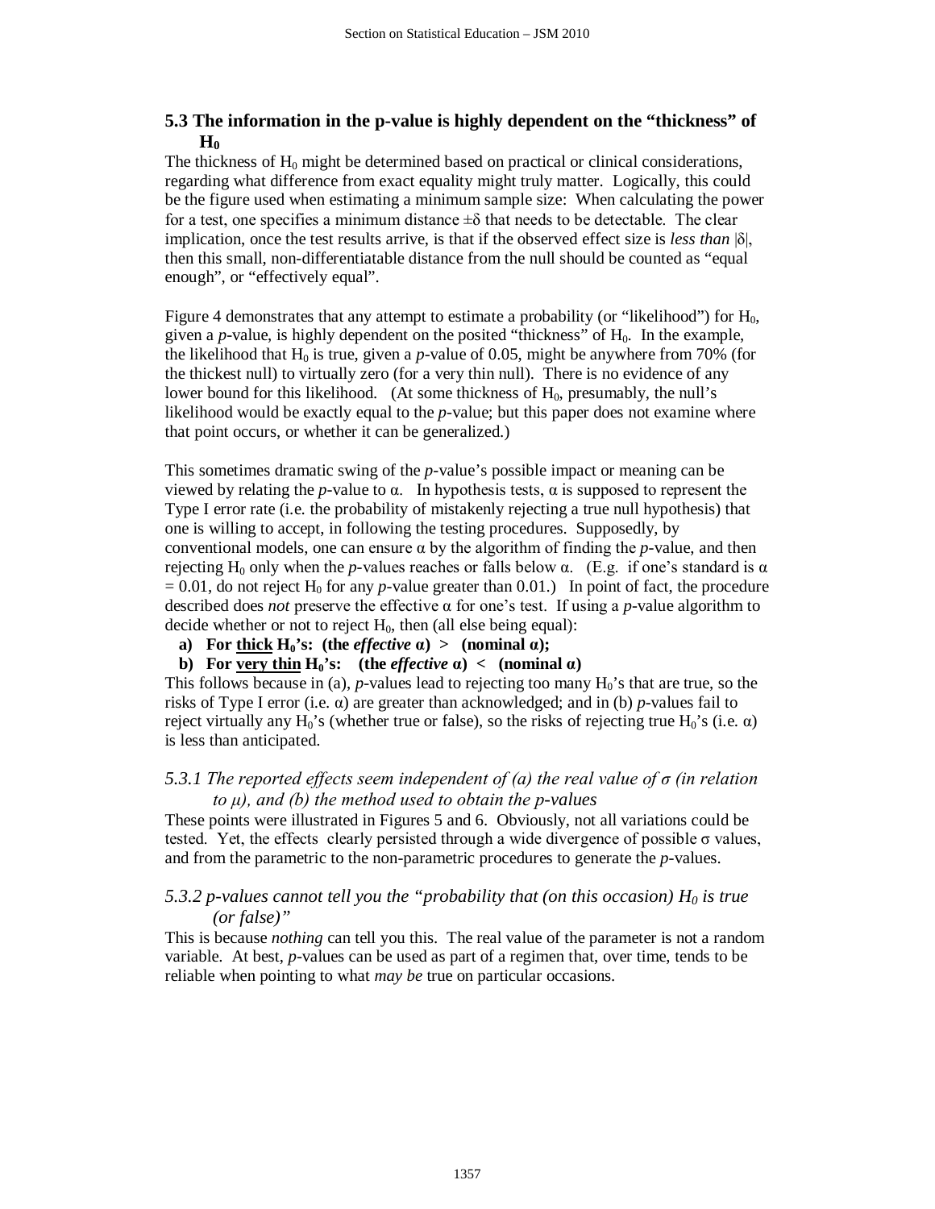### 5.3 The information in the p-value is highly dependent on the "thickness" of $H_0$

The thickness of $H_0$ might be determined based on practical or clinical considerations, regarding what difference from exact equality might truly matter. Logically, this could be the figure used when estimating a minimum sample size: When calculating the power for a test, one specifies a minimum distance $\pm\delta$ that needs to be detectable. The clear implication, once the test results arrive, is that if the observed effect size is *less than* $|\delta|$, then this small, non-differentiatable distance from the null should be counted as "equal enough", or "effectively equal".

Figure 4 demonstrates that any attempt to estimate a probability (or "likelihood") for $H_0$, given a *p*-value, is highly dependent on the posited "thickness" of $H_0$. In the example, the likelihood that $H_0$ is true, given a *p*-value of 0.05, might be anywhere from 70% (for the thickest null) to virtually zero (for a very thin null). There is no evidence of any lower bound for this likelihood. (At some thickness of $H_0$, presumably, the null's likelihood would be exactly equal to the *p*-value; but this paper does not examine where that point occurs, or whether it can be generalized.)

This sometimes dramatic swing of the *p*-value's possible impact or meaning can be viewed by relating the *p*-value to $\alpha$. In hypothesis tests, $\alpha$ is supposed to represent the Type I error rate (i.e. the probability of mistakenly rejecting a true null hypothesis) that one is willing to accept, in following the testing procedures. Supposedly, by conventional models, one can ensure $\alpha$ by the algorithm of finding the *p*-value, and then rejecting $H_0$ only when the *p*-values reaches or falls below $\alpha$. (E.g. if one's standard is $\alpha = 0.01$, do not reject $H_0$ for any *p*-value greater than 0.01.) In point of fact, the procedure described does *not* preserve the effective $\alpha$ for one's test. If using a *p*-value algorithm to decide whether or not to reject $H_0$, then (all else being equal):

a) **For <u>thick</u> $H_0$'s: (the *effective* $\alpha$) > (nominal $\alpha$);**
b) **For <u>very thin</u> $H_0$'s: (the *effective* $\alpha$) < (nominal $\alpha$)**

This follows because in (a), *p*-values lead to rejecting too many $H_0$'s that are true, so the risks of Type I error (i.e. $\alpha$) are greater than acknowledged; and in (b) *p*-values fail to reject virtually any $H_0$'s (whether true or false), so the risks of rejecting true $H_0$'s (i.e. $\alpha$) is less than anticipated.

#### *5.3.1 The reported effects seem independent of (a) the real value of $\sigma$ (in relation to $\mu$), and (b) the method used to obtain the p-values*

These points were illustrated in Figures 5 and 6. Obviously, not all variations could be tested. Yet, the effects clearly persisted through a wide divergence of possible $\sigma$ values, and from the parametric to the non-parametric procedures to generate the *p*-values.

#### *5.3.2 p-values cannot tell you the "probability that (on this occasion) $H_0$ is true (or false)"*

This is because *nothing* can tell you this. The real value of the parameter is not a random variable. At best, *p*-values can be used as part of a regimen that, over time, tends to be reliable when pointing to what *may be* true on particular occasions.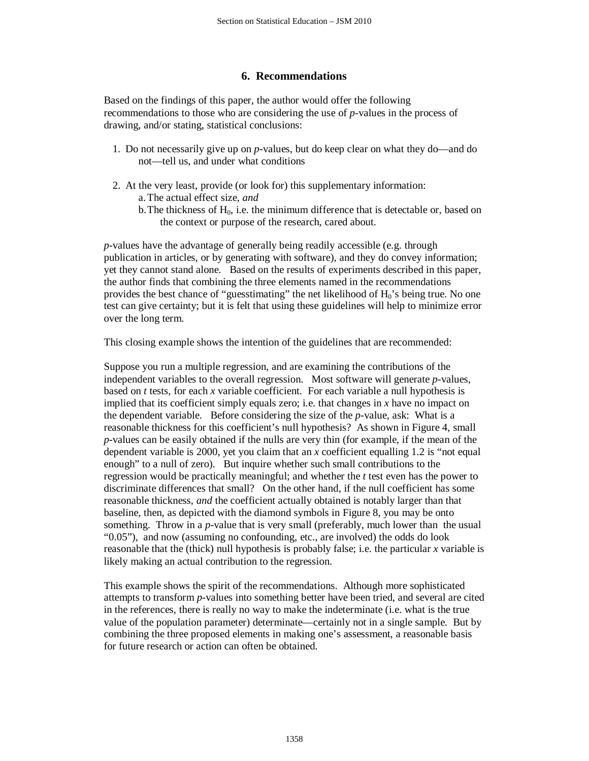## 6. Recommendations

Based on the findings of this paper, the author would offer the following recommendations to those who are considering the use of *p*-values in the process of drawing, and/or stating, statistical conclusions:

1. Do not necessarily give up on *p*-values, but do keep clear on what they do—and do not—tell us, and under what conditions

2. At the very least, provide (or look for) this supplementary information:
   a. The actual effect size, *and*
   b. The thickness of $H_0$, i.e. the minimum difference that is detectable or, based on the context or purpose of the research, cared about.

*p*-values have the advantage of generally being readily accessible (e.g. through publication in articles, or by generating with software), and they do convey information; yet they cannot stand alone. Based on the results of experiments described in this paper, the author finds that combining the three elements named in the recommendations provides the best chance of "guesstimating" the net likelihood of $H_0$'s being true. No one test can give certainty; but it is felt that using these guidelines will help to minimize error over the long term.

This closing example shows the intention of the guidelines that are recommended:

Suppose you run a multiple regression, and are examining the contributions of the independent variables to the overall regression. Most software will generate *p*-values, based on *t* tests, for each *x* variable coefficient. For each variable a null hypothesis is implied that its coefficient simply equals zero; i.e. that changes in *x* have no impact on the dependent variable. Before considering the size of the *p*-value, ask: What is a reasonable thickness for this coefficient's null hypothesis? As shown in Figure 4, small *p*-values can be easily obtained if the nulls are very thin (for example, if the mean of the dependent variable is 2000, yet you claim that an *x* coefficient equalling 1.2 is "not equal enough" to a null of zero). But inquire whether such small contributions to the regression would be practically meaningful; and whether the *t* test even has the power to discriminate differences that small? On the other hand, if the null coefficient has some reasonable thickness, *and* the coefficient actually obtained is notably larger than that baseline, then, as depicted with the diamond symbols in Figure 8, you may be onto something. Throw in a *p*-value that is very small (preferably, much lower than the usual "0.05"), and now (assuming no confounding, etc., are involved) the odds do look reasonable that the (thick) null hypothesis is probably false; i.e. the particular *x* variable is likely making an actual contribution to the regression.

This example shows the spirit of the recommendations. Although more sophisticated attempts to transform *p*-values into something better have been tried, and several are cited in the references, there is really no way to make the indeterminate (i.e. what is the true value of the population parameter) determinate—certainly not in a single sample. But by combining the three proposed elements in making one's assessment, a reasonable basis for future research or action can often be obtained.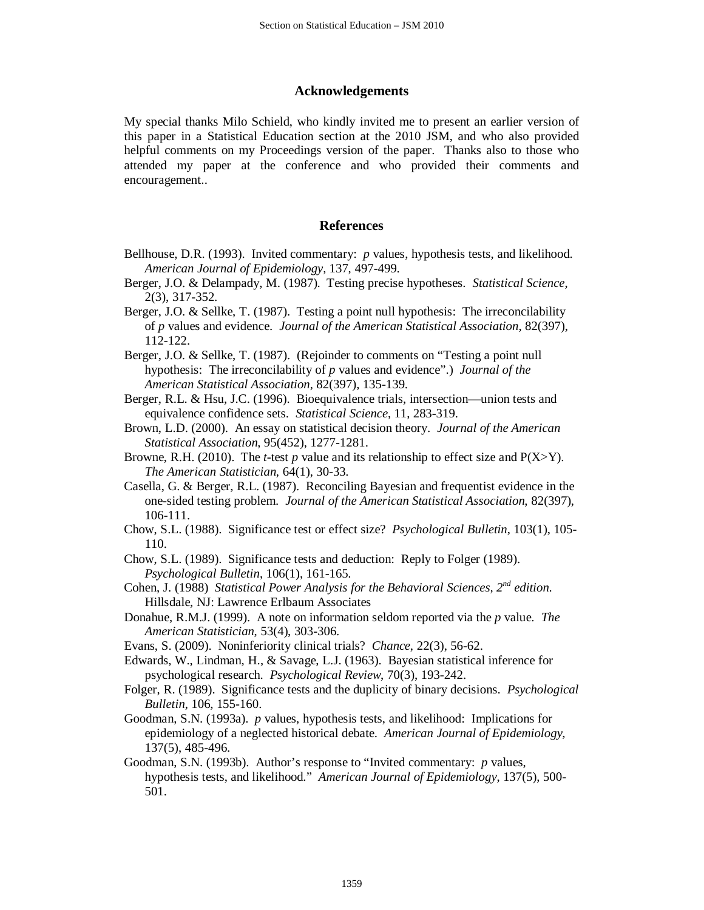## Acknowledgements

My special thanks Milo Schield, who kindly invited me to present an earlier version of this paper in a Statistical Education section at the 2010 JSM, and who also provided helpful comments on my Proceedings version of the paper. Thanks also to those who attended my paper at the conference and who provided their comments and encouragement..

## References

Bellhouse, D.R. (1993). Invited commentary: *p* values, hypothesis tests, and likelihood. *American Journal of Epidemiology*, 137, 497-499.

Berger, J.O. & Delampady, M. (1987). Testing precise hypotheses. *Statistical Science*, 2(3), 317-352.

Berger, J.O. & Sellke, T. (1987). Testing a point null hypothesis: The irreconcilability of *p* values and evidence. *Journal of the American Statistical Association*, 82(397), 112-122.

Berger, J.O. & Sellke, T. (1987). (Rejoinder to comments on "Testing a point null hypothesis: The irreconcilability of *p* values and evidence".) *Journal of the American Statistical Association*, 82(397), 135-139.

Berger, R.L. & Hsu, J.C. (1996). Bioequivalence trials, intersection—union tests and equivalence confidence sets. *Statistical Science*, 11, 283-319.

Brown, L.D. (2000). An essay on statistical decision theory. *Journal of the American Statistical Association*, 95(452), 1277-1281.

Browne, R.H. (2010). The *t*-test *p* value and its relationship to effect size and P(X>Y). *The American Statistician*, 64(1), 30-33.

Casella, G. & Berger, R.L. (1987). Reconciling Bayesian and frequentist evidence in the one-sided testing problem. *Journal of the American Statistical Association*, 82(397), 106-111.

Chow, S.L. (1988). Significance test or effect size? *Psychological Bulletin*, 103(1), 105-110.

Chow, S.L. (1989). Significance tests and deduction: Reply to Folger (1989). *Psychological Bulletin*, 106(1), 161-165.

Cohen, J. (1988) *Statistical Power Analysis for the Behavioral Sciences, 2nd edition*. Hillsdale, NJ: Lawrence Erlbaum Associates

Donahue, R.M.J. (1999). A note on information seldom reported via the *p* value. *The American Statistician*, 53(4), 303-306.

Evans, S. (2009). Noninferiority clinical trials? *Chance*, 22(3), 56-62.

Edwards, W., Lindman, H., & Savage, L.J. (1963). Bayesian statistical inference for psychological research. *Psychological Review*, 70(3), 193-242.

Folger, R. (1989). Significance tests and the duplicity of binary decisions. *Psychological Bulletin*, 106, 155-160.

Goodman, S.N. (1993a). *p* values, hypothesis tests, and likelihood: Implications for epidemiology of a neglected historical debate. *American Journal of Epidemiology*, 137(5), 485-496.

Goodman, S.N. (1993b). Author's response to "Invited commentary: *p* values, hypothesis tests, and likelihood." *American Journal of Epidemiology*, 137(5), 500-501.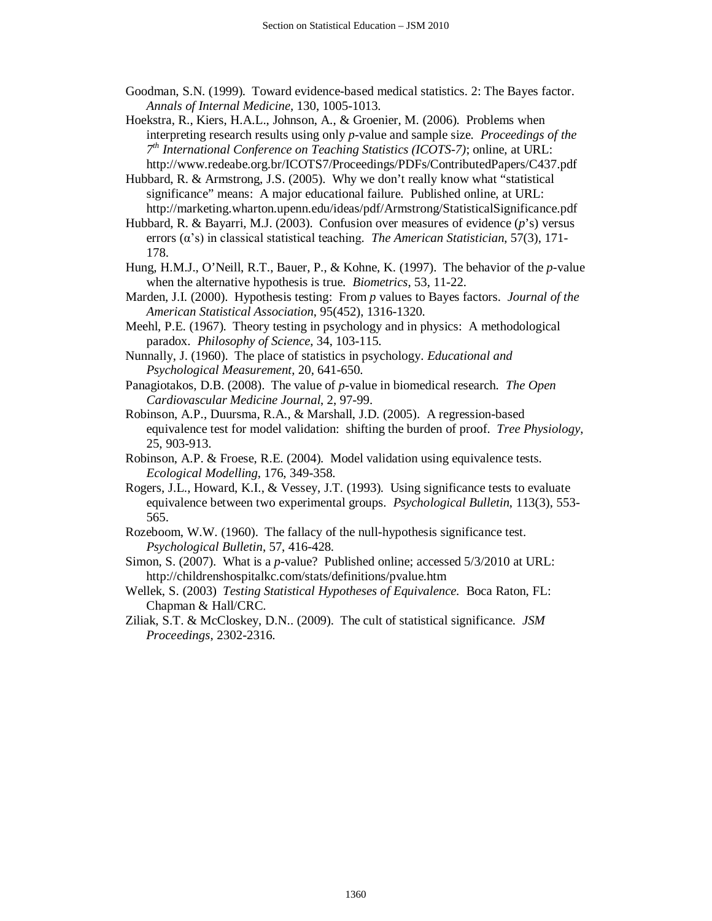Goodman, S.N. (1999). Toward evidence-based medical statistics. 2: The Bayes factor. *Annals of Internal Medicine*, 130, 1005-1013.

Hoekstra, R., Kiers, H.A.L., Johnson, A., & Groenier, M. (2006). Problems when interpreting research results using only *p*-value and sample size. *Proceedings of the 7th International Conference on Teaching Statistics (ICOTS-7)*; online, at URL: http://www.redeabe.org.br/ICOTS7/Proceedings/PDFs/ContributedPapers/C437.pdf

Hubbard, R. & Armstrong, J.S. (2005). Why we don't really know what "statistical significance" means: A major educational failure. Published online, at URL: http://marketing.wharton.upenn.edu/ideas/pdf/Armstrong/StatisticalSignificance.pdf

Hubbard, R. & Bayarri, M.J. (2003). Confusion over measures of evidence (*p*'s) versus errors (α's) in classical statistical teaching. *The American Statistician*, 57(3), 171-178.

Hung, H.M.J., O'Neill, R.T., Bauer, P., & Kohne, K. (1997). The behavior of the *p*-value when the alternative hypothesis is true. *Biometrics*, 53, 11-22.

Marden, J.I. (2000). Hypothesis testing: From *p* values to Bayes factors. *Journal of the American Statistical Association*, 95(452), 1316-1320.

Meehl, P.E. (1967). Theory testing in psychology and in physics: A methodological paradox. *Philosophy of Science*, 34, 103-115.

Nunnally, J. (1960). The place of statistics in psychology. *Educational and Psychological Measurement*, 20, 641-650.

Panagiotakos, D.B. (2008). The value of *p*-value in biomedical research. *The Open Cardiovascular Medicine Journal*, 2, 97-99.

Robinson, A.P., Duursma, R.A., & Marshall, J.D. (2005). A regression-based equivalence test for model validation: shifting the burden of proof. *Tree Physiology*, 25, 903-913.

Robinson, A.P. & Froese, R.E. (2004). Model validation using equivalence tests. *Ecological Modelling*, 176, 349-358.

Rogers, J.L., Howard, K.I., & Vessey, J.T. (1993). Using significance tests to evaluate equivalence between two experimental groups. *Psychological Bulletin*, 113(3), 553-565.

Rozeboom, W.W. (1960). The fallacy of the null-hypothesis significance test. *Psychological Bulletin*, 57, 416-428.

Simon, S. (2007). What is a *p*-value? Published online; accessed 5/3/2010 at URL: http://childrenshospitalkc.com/stats/definitions/pvalue.htm

Wellek, S. (2003) *Testing Statistical Hypotheses of Equivalence*. Boca Raton, FL: Chapman & Hall/CRC.

Ziliak, S.T. & McCloskey, D.N.. (2009). The cult of statistical significance. *JSM Proceedings*, 2302-2316.